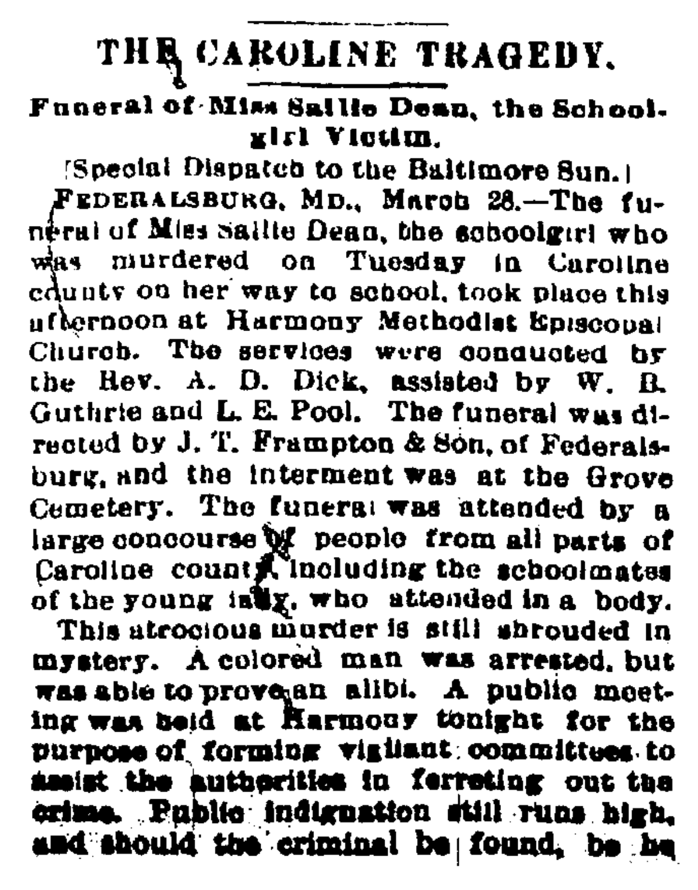# THE CAROLINE TRAGEDY.

## Funeral of Miss Sallie Dean, the Schoolgirl Victim.

[Special Dispatch to the Baltimore Sun.]

FEDERALSBURG, MD., March 28.—The funeral of Miss Sallie Dean, the schoolgirl who was murdered on Tuesday in Caroline county on her way to school, took place this afternoon at Harmony Methodist Episcopal Church. The services were conducted by the Rev. A. D. Dick, assisted by W. B. Guthrie and L. E. Pool. The funeral was directed by J. T. Frampton & Son, of Federalsburg, and the interment was at the Grove Cemetery. The funeral was attended by a large concourse of people from all parts of Caroline county, including the schoolmates of the young lady, who attended in a body.

This atrocious murder is still shrouded in mystery. A colored man was arrested, but was able to prove an alibi. A public meeting was held at Harmony tonight for the purpose of forming vigilant committees to assist the authorities in ferreting out the crime. Public indignation still runs high, and should the criminal be found, be he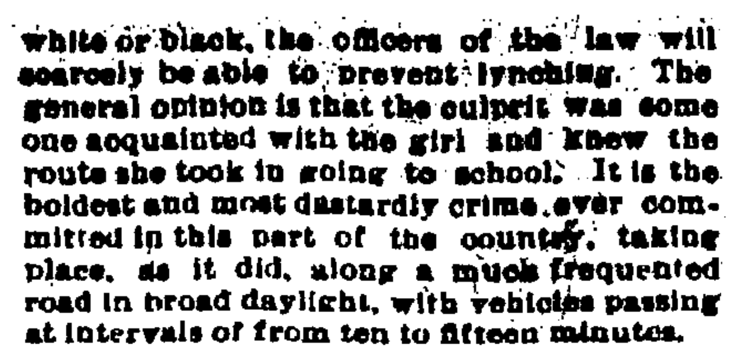white or black, the officers of the law will scarcely be able to prevent lynching. The general opinion is that the culprit was some one acquainted with the girl and knew the route she took in going to school. It is the boldest and most dastardly crime ever committed in this part of the country, taking place, as it did, along a much frequented road in broad daylight, with vehicles passing at intervals of from ten to fifteen minutes.